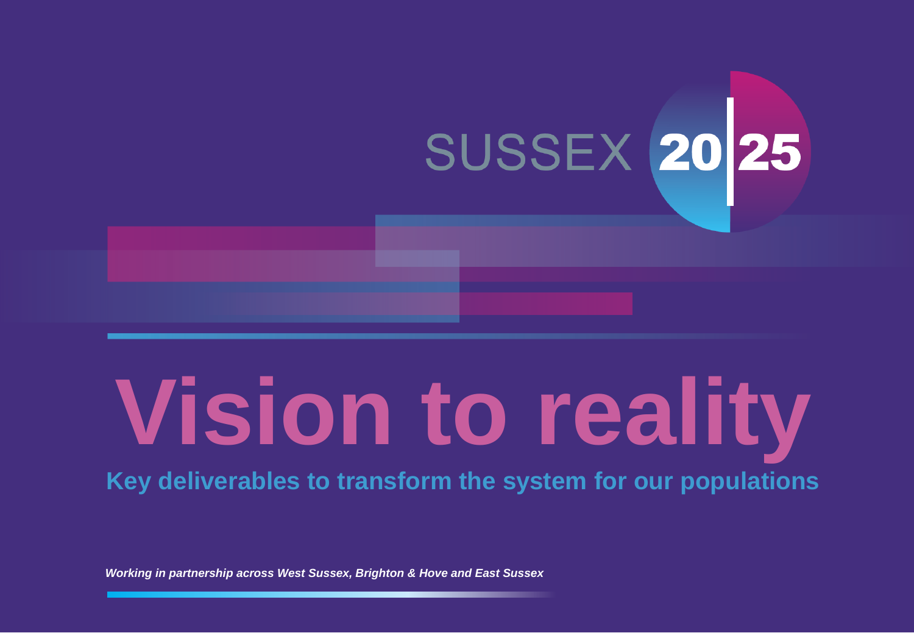SUSSEX 20|25

# Vision to reality

## Key deliverables to transform the system for our populations

*Working in partnership across West Sussex, Brighton & Hove and East Sussex*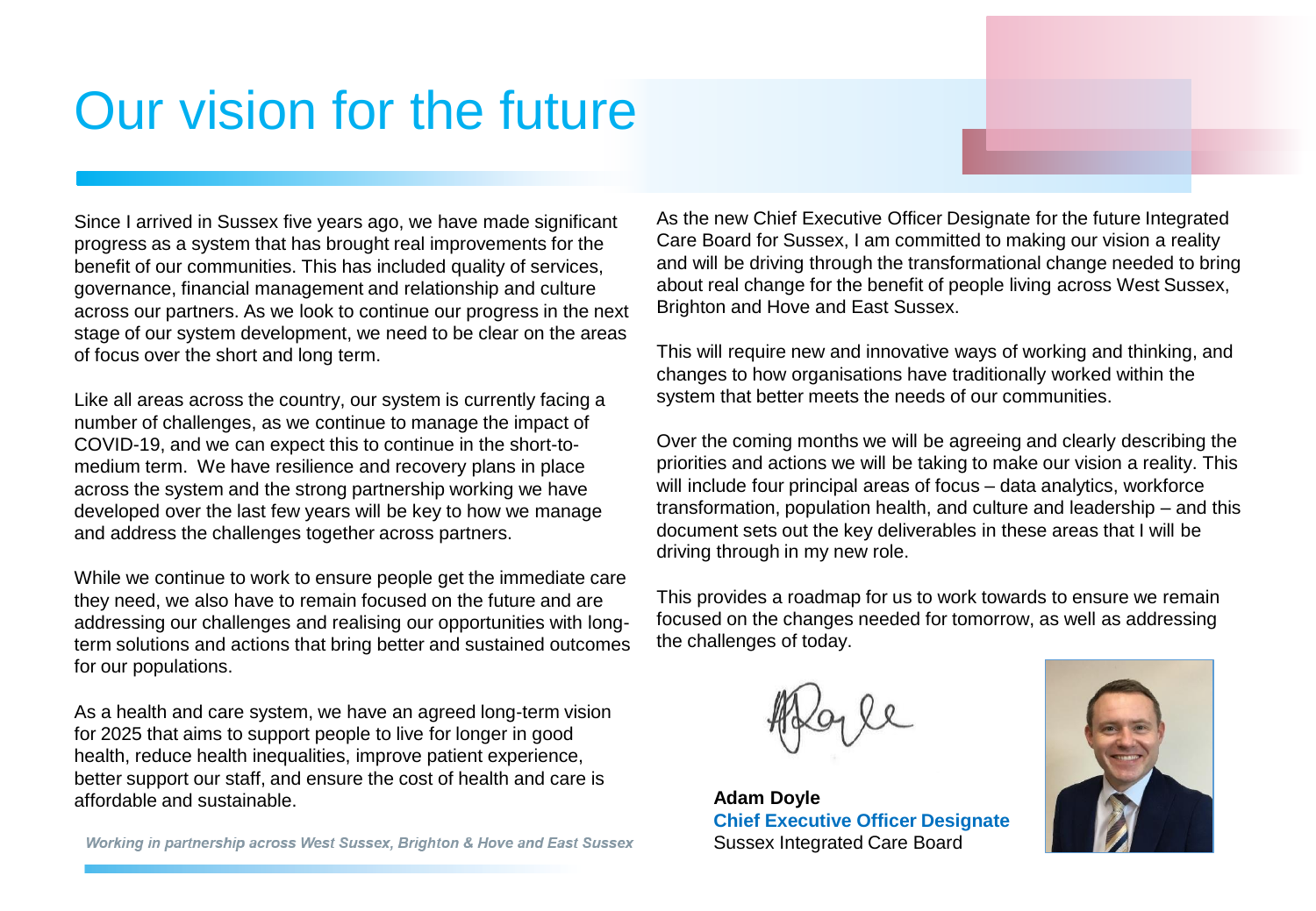# Our vision for the future

Since I arrived in Sussex five years ago, we have made significant progress as a system that has brought real improvements for the benefit of our communities. This has included quality of services, governance, financial management and relationship and culture across our partners. As we look to continue our progress in the next stage of our system development, we need to be clear on the areas of focus over the short and long term.

Like all areas across the country, our system is currently facing a number of challenges, as we continue to manage the impact of COVID-19, and we can expect this to continue in the short-to-medium term. We have resilience and recovery plans in place across the system and the strong partnership working we have developed over the last few years will be key to how we manage and address the challenges together across partners.

While we continue to work to ensure people get the immediate care they need, we also have to remain focused on the future and are addressing our challenges and realising our opportunities with long-term solutions and actions that bring better and sustained outcomes for our populations.

As a health and care system, we have an agreed long-term vision for 2025 that aims to support people to live for longer in good health, reduce health inequalities, improve patient experience, better support our staff, and ensure the cost of health and care is affordable and sustainable.

As the new Chief Executive Officer Designate for the future Integrated Care Board for Sussex, I am committed to making our vision a reality and will be driving through the transformational change needed to bring about real change for the benefit of people living across West Sussex, Brighton and Hove and East Sussex.

This will require new and innovative ways of working and thinking, and changes to how organisations have traditionally worked within the system that better meets the needs of our communities.

Over the coming months we will be agreeing and clearly describing the priorities and actions we will be taking to make our vision a reality. This will include four principal areas of focus – data analytics, workforce transformation, population health, and culture and leadership – and this document sets out the key deliverables in these areas that I will be driving through in my new role.

This provides a roadmap for us to work towards to ensure we remain focused on the changes needed for tomorrow, as well as addressing the challenges of today.

**Adam Doyle**
**Chief Executive Officer Designate**
Sussex Integrated Care Board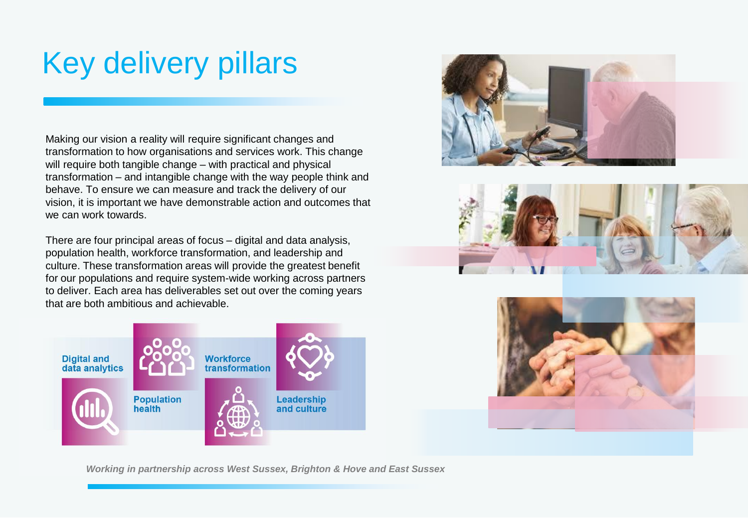# Key delivery pillars

Making our vision a reality will require significant changes and transformation to how organisations and services work. This change will require both tangible change – with practical and physical transformation – and intangible change with the way people think and behave. To ensure we can measure and track the delivery of our vision, it is important we have demonstrable action and outcomes that we can work towards.

There are four principal areas of focus – digital and data analysis, population health, workforce transformation, and leadership and culture. These transformation areas will provide the greatest benefit for our populations and require system-wide working across partners to deliver. Each area has deliverables set out over the coming years that are both ambitious and achievable.

- Digital and data analytics
- Population health
- Workforce transformation
- Leadership and culture

*Working in partnership across West Sussex, Brighton & Hove and East Sussex*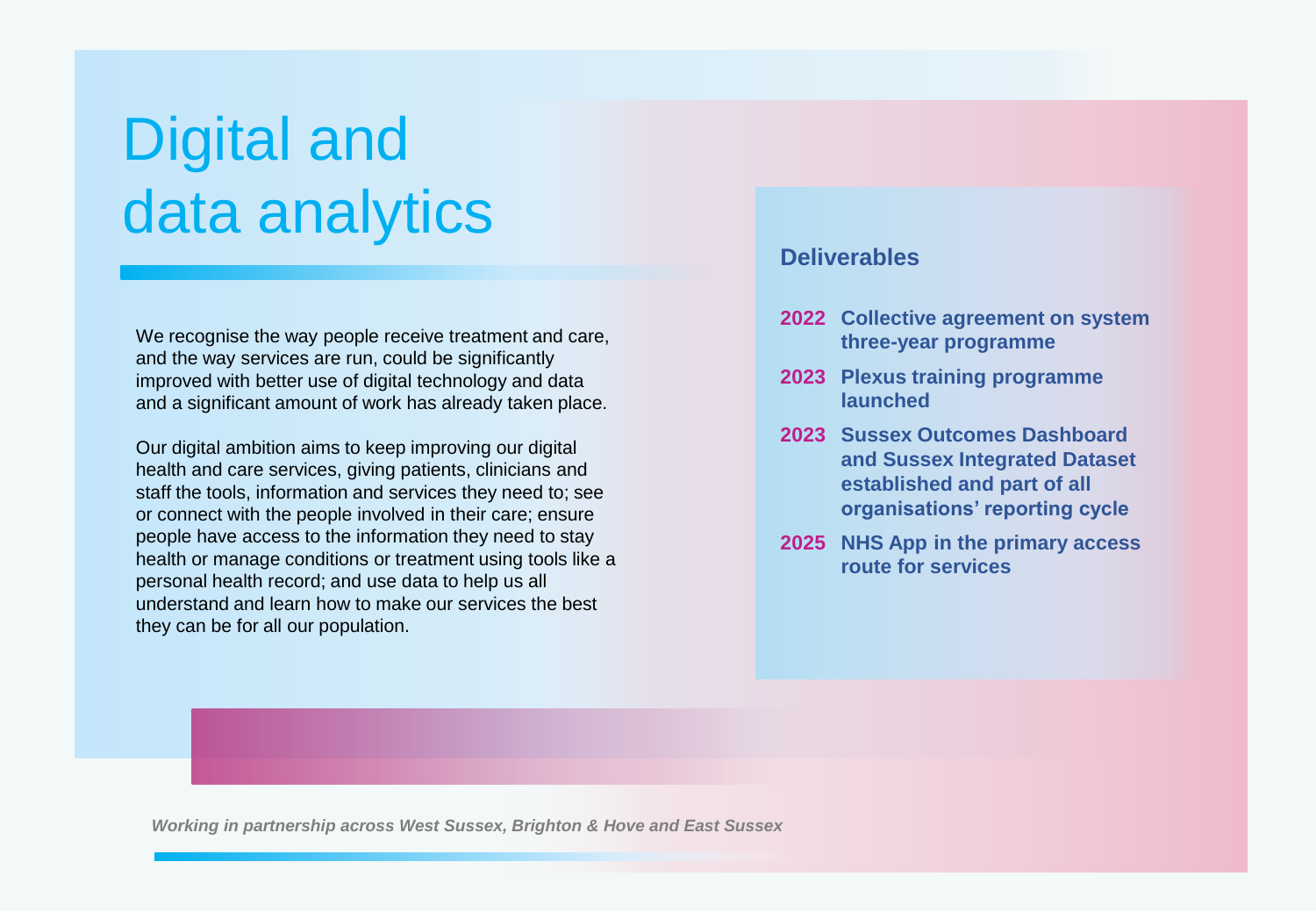# Digital and data analytics

We recognise the way people receive treatment and care, and the way services are run, could be significantly improved with better use of digital technology and data and a significant amount of work has already taken place.

Our digital ambition aims to keep improving our digital health and care services, giving patients, clinicians and staff the tools, information and services they need to; see or connect with the people involved in their care; ensure people have access to the information they need to stay health or manage conditions or treatment using tools like a personal health record; and use data to help us all understand and learn how to make our services the best they can be for all our population.

## Deliverables

- **2022** **Collective agreement on system three-year programme**
- **2023** **Plexus training programme launched**
- **2023** **Sussex Outcomes Dashboard and Sussex Integrated Dataset established and part of all organisations' reporting cycle**
- **2025** **NHS App in the primary access route for services**

*Working in partnership across West Sussex, Brighton & Hove and East Sussex*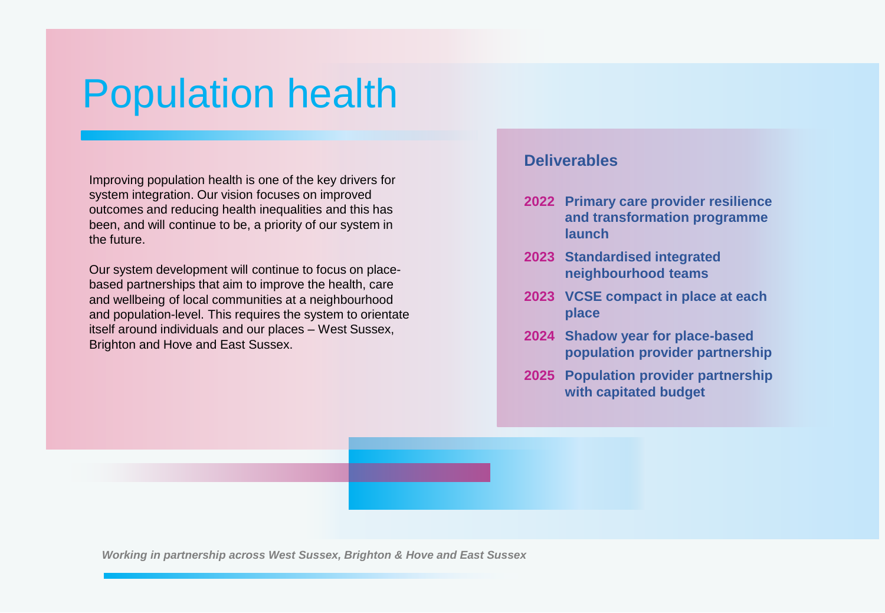# Population health

Improving population health is one of the key drivers for system integration. Our vision focuses on improved outcomes and reducing health inequalities and this has been, and will continue to be, a priority of our system in the future.

Our system development will continue to focus on place-based partnerships that aim to improve the health, care and wellbeing of local communities at a neighbourhood and population-level. This requires the system to orientate itself around individuals and our places – West Sussex, Brighton and Hove and East Sussex.

## Deliverables

- **2022** **Primary care provider resilience and transformation programme launch**
- **2023** **Standardised integrated neighbourhood teams**
- **2023** **VCSE compact in place at each place**
- **2024** **Shadow year for place-based population provider partnership**
- **2025** **Population provider partnership with capitated budget**

*Working in partnership across West Sussex, Brighton & Hove and East Sussex*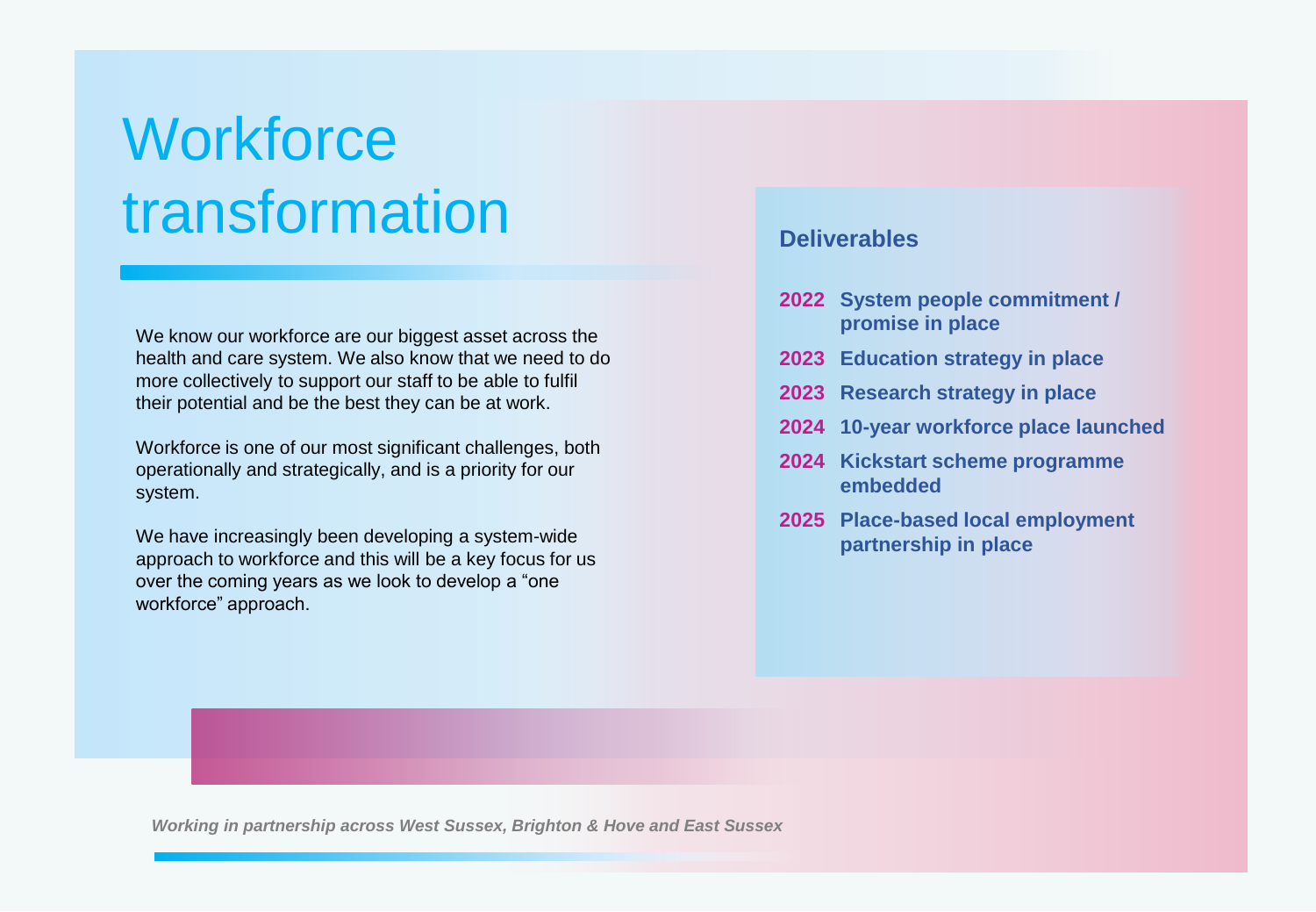# Workforce transformation

We know our workforce are our biggest asset across the health and care system. We also know that we need to do more collectively to support our staff to be able to fulfil their potential and be the best they can be at work.

Workforce is one of our most significant challenges, both operationally and strategically, and is a priority for our system.

We have increasingly been developing a system-wide approach to workforce and this will be a key focus for us over the coming years as we look to develop a “one workforce” approach.

## Deliverables

- **2022** **System people commitment / promise in place**
- **2023** **Education strategy in place**
- **2023** **Research strategy in place**
- **2024** **10-year workforce place launched**
- **2024** **Kickstart scheme programme embedded**
- **2025** **Place-based local employment partnership in place**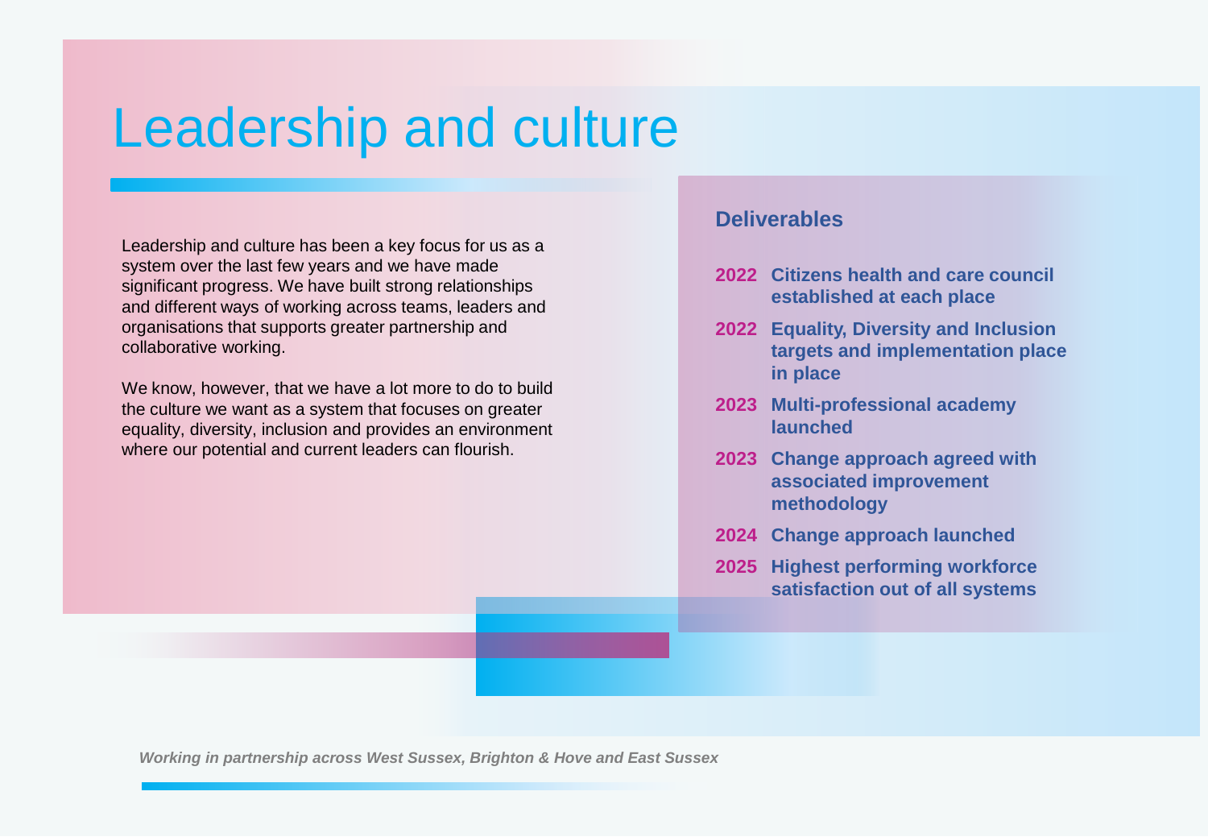# Leadership and culture

Leadership and culture has been a key focus for us as a system over the last few years and we have made significant progress. We have built strong relationships and different ways of working across teams, leaders and organisations that supports greater partnership and collaborative working.

We know, however, that we have a lot more to do to build the culture we want as a system that focuses on greater equality, diversity, inclusion and provides an environment where our potential and current leaders can flourish.

## Deliverables

- **2022** **Citizens health and care council established at each place**
- **2022** **Equality, Diversity and Inclusion targets and implementation place in place**
- **2023** **Multi-professional academy launched**
- **2023** **Change approach agreed with associated improvement methodology**
- **2024** **Change approach launched**
- **2025** **Highest performing workforce satisfaction out of all systems**

*Working in partnership across West Sussex, Brighton & Hove and East Sussex*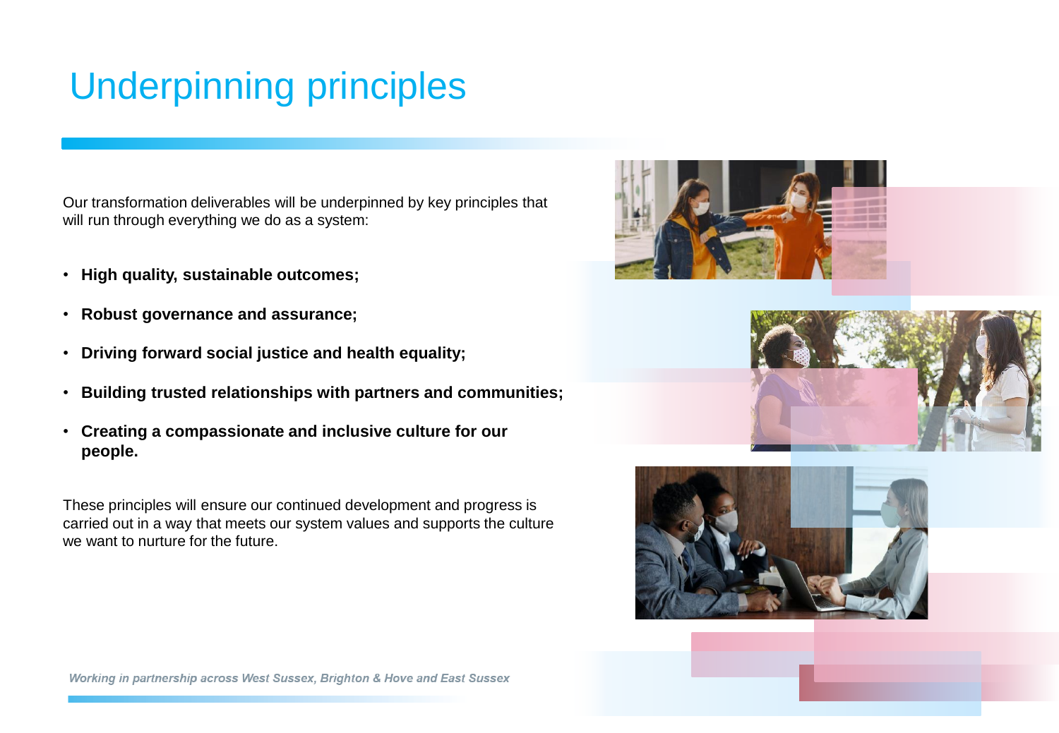# Underpinning principles

Our transformation deliverables will be underpinned by key principles that will run through everything we do as a system:

- **High quality, sustainable outcomes;**
- **Robust governance and assurance;**
- **Driving forward social justice and health equality;**
- **Building trusted relationships with partners and communities;**
- **Creating a compassionate and inclusive culture for our people.**

These principles will ensure our continued development and progress is carried out in a way that meets our system values and supports the culture we want to nurture for the future.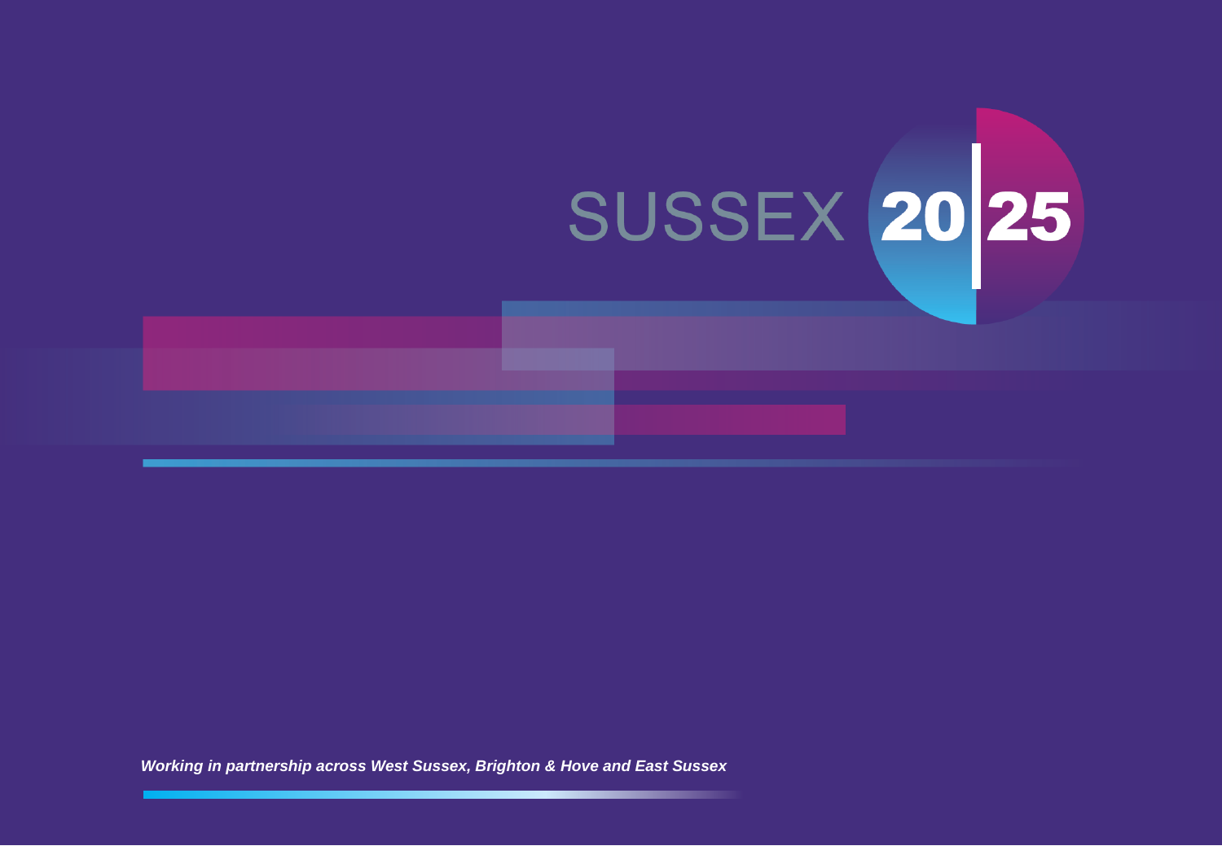SUSSEX 20|25

*__Working in partnership across West Sussex, Brighton & Hove and East Sussex__*